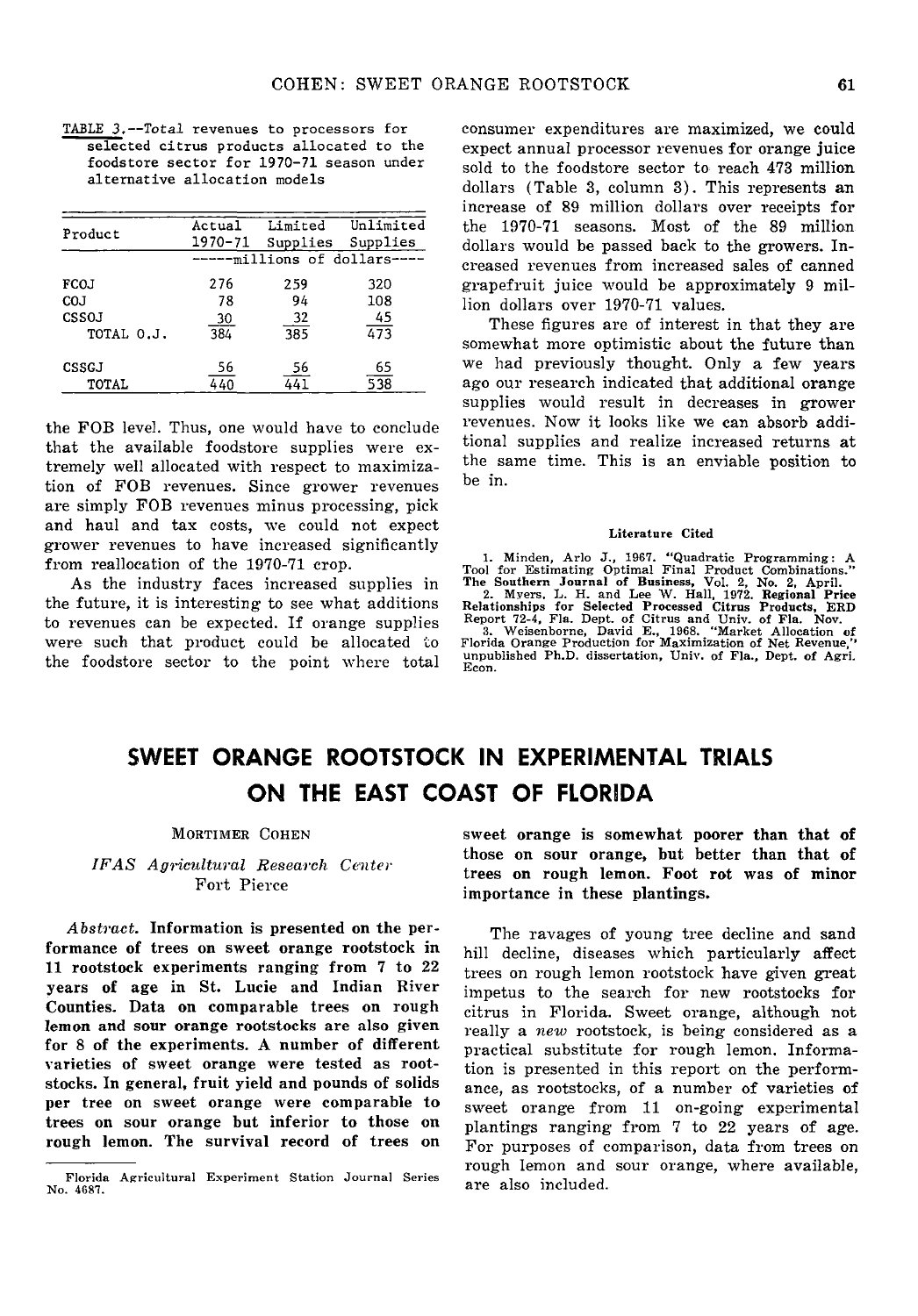TABLE 3.--Total revenues to processors for selected citrus products allocated to the foodstore sector for 1970-71 season under alternative allocation models

| Product | Actual 1970-71 | Limited Supplies | Unlimited Supplies |
|---|---|---|---|
| | -----millions of dollars---- | | |
| FCOJ | 276 | 259 | 320 |
| COJ | 78 | 94 | 108 |
| CSSOJ | 30 | 32 | 45 |
| TOTAL O.J. | 384 | 385 | 473 |
| CSSGJ | 56 | 56 | 65 |
| TOTAL | 440 | 441 | 538 |

the FOB level. Thus, one would have to conclude that the available foodstore supplies were extremely well allocated with respect to maximization of FOB revenues. Since grower revenues are simply FOB revenues minus processing, pick and haul and tax costs, we could not expect grower revenues to have increased significantly from reallocation of the 1970-71 crop.

As the industry faces increased supplies in the future, it is interesting to see what additions to revenues can be expected. If orange supplies were such that product could be allocated to the foodstore sector to the point where total consumer expenditures are maximized, we could expect annual processor revenues for orange juice sold to the foodstore sector to reach 473 million dollars (Table 3, column 3). This represents an increase of 89 million dollars over receipts for the 1970-71 seasons. Most of the 89 million dollars would be passed back to the growers. Increased revenues from increased sales of canned grapefruit juice would be approximately 9 million dollars over 1970-71 values.

These figures are of interest in that they are somewhat more optimistic about the future than we had previously thought. Only a few years ago our research indicated that additional orange supplies would result in decreases in grower revenues. Now it looks like we can absorb additional supplies and realize increased returns at the same time. This is an enviable position to be in.

#### Literature Cited

1. Minden, Arlo J., 1967. "Quadratic Programming: A Tool for Estimating Optimal Final Product Combinations." **The Southern Journal of Business, Vol. 2, No. 2, April.**
2. Myers, L. H. and Lee W. Hall, 1972. **Regional Price Relationships for Selected Processed Citrus Products, ERD** Report 72-4, Fla. Dept. of Citrus and Univ. of Fla. Nov.
3. Weisenborne, David E., 1968. "Market Allocation of Florida Orange Production for Maximization of Net Revenue," unpublished Ph.D. dissertation, Univ. of Fla., Dept. of Agri. Econ.

# SWEET ORANGE ROOTSTOCK IN EXPERIMENTAL TRIALS ON THE EAST COAST OF FLORIDA

Mortimer Cohen

*IFAS Agricultural Research Center*
Fort Pierce

***Abstract.*** **Information is presented on the performance of trees on sweet orange rootstock in 11 rootstock experiments ranging from 7 to 22 years of age in St. Lucie and Indian River Counties. Data on comparable trees on rough lemon and sour orange rootstocks are also given for 8 of the experiments. A number of different varieties of sweet orange were tested as rootstocks. In general, fruit yield and pounds of solids per tree on sweet orange were comparable to trees on sour orange but inferior to those on rough lemon. The survival record of trees on sweet orange is somewhat poorer than that of those on sour orange, but better than that of trees on rough lemon. Foot rot was of minor importance in these plantings.**

The ravages of young tree decline and sand hill decline, diseases which particularly affect trees on rough lemon rootstock have given great impetus to the search for new rootstocks for citrus in Florida. Sweet orange, although not really a *new* rootstock, is being considered as a practical substitute for rough lemon. Information is presented in this report on the performance, as rootstocks, of a number of varieties of sweet orange from 11 on-going experimental plantings ranging from 7 to 22 years of age. For purposes of comparison, data from trees on rough lemon and sour orange, where available, are also included.

Florida Agricultural Experiment Station Journal Series No. 4687.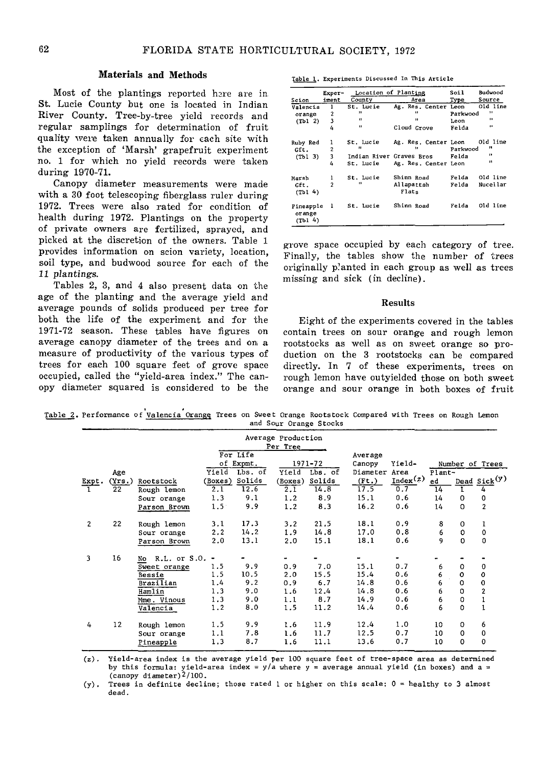## Materials and Methods

Most of the plantings reported here are in St. Lucie County but one is located in Indian River County. Tree-by-tree yield records and regular samplings for determination of fruit quality were taken annually for each site with the exception of 'Marsh' grapefruit experiment no. 1 for which no yield records were taken during 1970-71.

Canopy diameter measurements were made with a 30 foot telescoping fiberglass ruler during 1972. Trees were also rated for condition of health during 1972. Plantings on the property of private owners are fertilized, sprayed, and picked at the discretion of the owners. Table 1 provides information on scion variety, location, soil type, and budwood source for each of the 11 plantings.

Tables 2, 3, and 4 also present data on the age of the planting and the average yield and average pounds of solids produced per tree for both the life of the experiment and for the 1971-72 season. These tables have figures on average canopy diameter of the trees and on a measure of productivity of the various types of trees for each 100 square feet of grove space occupied, called the "yield-area index." The canopy diameter squared is considered to be the grove space occupied by each category of tree. Finally, the tables show the number of trees originally planted in each group as well as trees missing and sick (in decline).

Table 1. Experiments Discussed In This Article

| Scion | Experiment | Location of Planting County | Location of Planting Area | Soil Type | Budwood Source |
|---|---|---|---|---|---|
| Valencia orange (Tbl 2) | 1 | St. Lucie | Ag. Res. Center | Leon | Old line |
| | 2 | " | " | Parkwood | " |
| | 3 | " | " | Leon | " |
| | 4 | " | Cloud Grove | Felda | " |
| Ruby Red Gft. (Tbl 3) | 1 | St. Lucie | Ag. Res. Center | Leon | Old line |
| | 2 | " | " | Parkwood | " |
| | 3 | Indian River | Graves Bros | Felda | " |
| | 4 | St. Lucie | Ag. Res. Center | Leon | " |
| Marsh Gft. (Tbl 4) | 1 | St. Lucie | Shinn Road | Felda | Old line |
| | 2 | " | Allapattah Flats | Felda | Nucellar |
| Pineapple orange (Tbl 4) | 1 | St. Lucie | Shinn Road | Felda | Old line |

## Results

Eight of the experiments covered in the tables contain trees on sour orange and rough lemon rootstocks as well as on sweet orange so production on the 3 rootstocks can be compared directly. In 7 of these experiments, trees on rough lemon have outyielded those on both sweet orange and sour orange in both boxes of fruit

Table 2. Performance of Valencia Orange Trees on Sweet Orange Rootstock Compared with Trees on Rough Lemon and Sour Orange Stocks

| Expt. | Age (Yrs.) | Rootstock | For Life of Expmt. Yield (Boxes) | For Life of Expmt. Lbs. of Solids | 1971-72 Yield (Boxes) | 1971-72 Lbs. of Solids | Average Canopy Diameter (Ft.) | Yield-Area Index[(z)] | Planted | Dead | Sick[(y)] |
|---|---|---|---|---|---|---|---|---|---|---|---|
| 1 | 22 | Rough lemon | 2.1 | 12.6 | 2.1 | 14.8 | 17.5 | 0.7 | 14 | 1 | 4 |
| | | Sour orange | 1.3 | 9.1 | 1.2 | 8.9 | 15.1 | 0.6 | 14 | 0 | 0 |
| | | Parson Brown | 1.5 | 9.9 | 1.2 | 8.3 | 16.2 | 0.6 | 14 | 0 | 2 |
| 2 | 22 | Rough lemon | 3.1 | 17.3 | 3.2 | 21.5 | 18.1 | 0.9 | 8 | 0 | 1 |
| | | Sour orange | 2.2 | 14.2 | 1.9 | 14.8 | 17.0 | 0.8 | 6 | 0 | 0 |
| | | Parson Brown | 2.0 | 13.1 | 2.0 | 15.1 | 18.1 | 0.6 | 9 | 0 | 0 |
| 3 | 16 | No R.L. or S.O. | - | - | - | - | - | - | - | - | - |
| | | Sweet orange | 1.5 | 9.9 | 0.9 | 7.0 | 15.1 | 0.7 | 6 | 0 | 0 |
| | | Bessie | 1.5 | 10.5 | 2.0 | 15.5 | 15.4 | 0.6 | 6 | 0 | 0 |
| | | Brazilian | 1.4 | 9.2 | 0.9 | 6.7 | 14.8 | 0.6 | 6 | 0 | 0 |
| | | Hamlin | 1.3 | 9.0 | 1.6 | 12.4 | 14.8 | 0.6 | 6 | 0 | 2 |
| | | Mme. Vinous | 1.3 | 9.0 | 1.1 | 8.7 | 14.9 | 0.6 | 6 | 0 | 1 |
| | | Valencia | 1.2 | 8.0 | 1.5 | 11.2 | 14.4 | 0.6 | 6 | 0 | 1 |
| 4 | 12 | Rough lemon | 1.5 | 9.9 | 1.6 | 11.9 | 12.4 | 1.0 | 10 | 0 | 6 |
| | | Sour orange | 1.1 | 7.8 | 1.6 | 11.7 | 12.5 | 0.7 | 10 | 0 | 0 |
| | | Pineapple | 1.3 | 8.7 | 1.6 | 11.1 | 13.6 | 0.7 | 10 | 0 | 0 |

(z). Yield-area index is the average yield per 100 square feet of tree-space area as determined by this formula: yield-area index = $y/a$ where $y$ = average annual yield (in boxes) and $a$ = $(\text{canopy diameter})^2/100$.

(y). Trees in definite decline; those rated 1 or higher on this scale: 0 = healthy to 3 almost dead.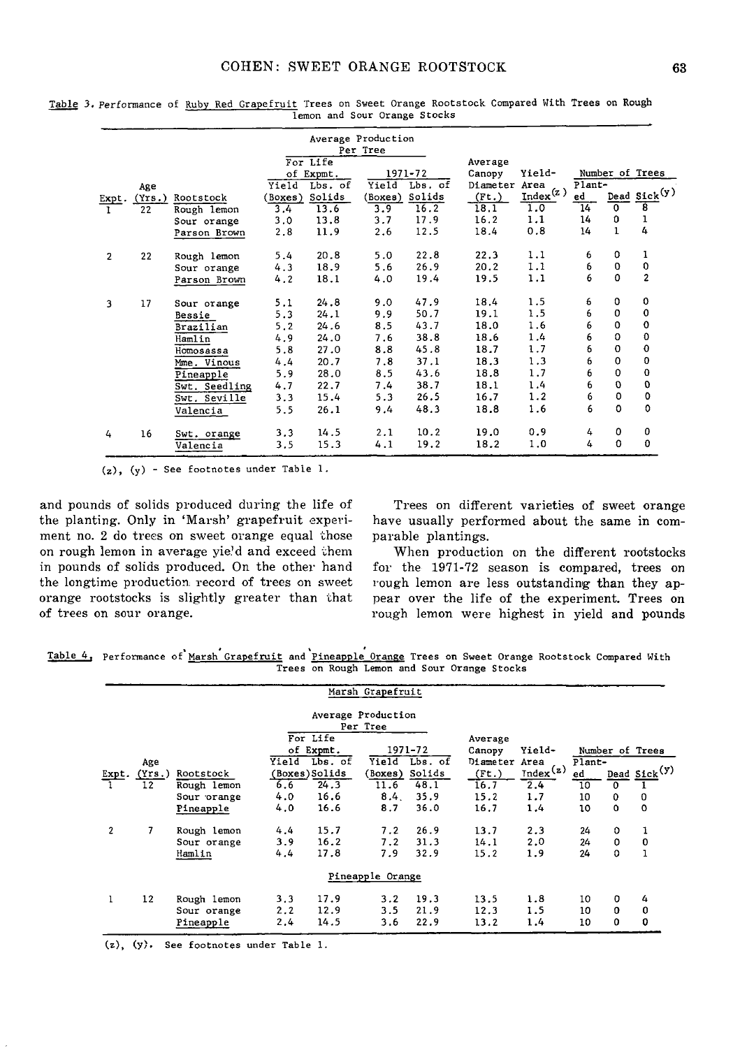Table 3. Performance of Ruby Red Grapefruit Trees on Sweet Orange Rootstock Compared With Trees on Rough lemon and Sour Orange Stocks

| | | | Average Production Per Tree | | | | | | | | |
|---|---|---|---|---|---|---|---|---|---|---|---|
| | | | For Life of Expmt. | | 1971-72 | | Average | | Number of Trees | | |
| Expt. | Age (Yrs.) | Rootstock | Yield (Boxes) | Lbs. of Solids | Yield (Boxes) | Lbs. of Solids | Canopy Diameter (Ft.) | Yield-Area Index[z] | Planted | Dead | Sick[y] |
| 1 | 22 | Rough lemon | 3.4 | 13.6 | 3.9 | 16.2 | 18.1 | 1.0 | 14 | 0 | 8 |
| | | Sour orange | 3.0 | 13.8 | 3.7 | 17.9 | 16.2 | 1.1 | 14 | 0 | 1 |
| | | Parson Brown | 2.8 | 11.9 | 2.6 | 12.5 | 18.4 | 0.8 | 14 | 1 | 4 |
| 2 | 22 | Rough lemon | 5.4 | 20.8 | 5.0 | 22.8 | 22.3 | 1.1 | 6 | 0 | 1 |
| | | Sour orange | 4.3 | 18.9 | 5.6 | 26.9 | 20.2 | 1.1 | 6 | 0 | 0 |
| | | Parson Brown | 4.2 | 18.1 | 4.0 | 19.4 | 19.5 | 1.1 | 6 | 0 | 2 |
| 3 | 17 | Sour orange | 5.1 | 24.8 | 9.0 | 47.9 | 18.4 | 1.5 | 6 | 0 | 0 |
| | | Bessie | 5.3 | 24.1 | 9.9 | 50.7 | 19.1 | 1.5 | 6 | 0 | 0 |
| | | Brazilian | 5.2 | 24.6 | 8.5 | 43.7 | 18.0 | 1.6 | 6 | 0 | 0 |
| | | Hamlin | 4.9 | 24.0 | 7.6 | 38.8 | 18.6 | 1.4 | 6 | 0 | 0 |
| | | Homosassa | 5.8 | 27.0 | 8.8 | 45.8 | 18.7 | 1.7 | 6 | 0 | 0 |
| | | Mme. Vinous | 4.4 | 20.7 | 7.8 | 37.1 | 18.3 | 1.3 | 6 | 0 | 0 |
| | | Pineapple | 5.9 | 28.0 | 8.5 | 43.6 | 18.8 | 1.7 | 6 | 0 | 0 |
| | | Swt. Seedling | 4.7 | 22.7 | 7.4 | 38.7 | 18.1 | 1.4 | 6 | 0 | 0 |
| | | Swt. Seville | 3.3 | 15.4 | 5.3 | 26.5 | 16.7 | 1.2 | 6 | 0 | 0 |
| | | Valencia | 5.5 | 26.1 | 9.4 | 48.3 | 18.8 | 1.6 | 6 | 0 | 0 |
| 4 | 16 | Swt. orange | 3.3 | 14.5 | 2.1 | 10.2 | 19.0 | 0.9 | 4 | 0 | 0 |
| | | Valencia | 3.5 | 15.3 | 4.1 | 19.2 | 18.2 | 1.0 | 4 | 0 | 0 |

(z), (y) - See footnotes under Table 1.

and pounds of solids produced during the life of the planting. Only in 'Marsh' grapefruit experiment no. 2 do trees on sweet orange equal those on rough lemon in average yield and exceed them in pounds of solids produced. On the other hand the longtime production record of trees on sweet orange rootstocks is slightly greater than that of trees on sour orange.

Trees on different varieties of sweet orange have usually performed about the same in comparable plantings.

When production on the different rootstocks for the 1971-72 season is compared, trees on rough lemon are less outstanding than they appear over the life of the experiment. Trees on rough lemon were highest in yield and pounds

Table 4. Performance of Marsh Grapefruit and Pineapple Orange Trees on Sweet Orange Rootstock Compared With Trees on Rough Lemon and Sour Orange Stocks

| | | | Average Production Per Tree | | | | | | | | |
|---|---|---|---|---|---|---|---|---|---|---|---|
| | | | For Life of Expmt. | | 1971-72 | | Average | | Number of Trees | | |
| Expt. | Age (Yrs.) | Rootstock | Yield (Boxes) | Lbs. of Solids | Yield (Boxes) | Lbs. of Solids | Canopy Diameter (Ft.) | Yield-Area Index[z] | Planted | Dead | Sick[y] |
| | | | **Marsh Grapefruit** | | | | | | | | |
| 1 | 12 | Rough lemon | 6.6 | 24.3 | 11.6 | 48.1 | 16.7 | 2.4 | 10 | 0 | 1 |
| | | Sour orange | 4.0 | 16.6 | 8.4 | 35.9 | 15.2 | 1.7 | 10 | 0 | 0 |
| | | Pineapple | 4.0 | 16.6 | 8.7 | 36.0 | 16.7 | 1.4 | 10 | 0 | 0 |
| 2 | 7 | Rough lemon | 4.4 | 15.7 | 7.2 | 26.9 | 13.7 | 2.3 | 24 | 0 | 1 |
| | | Sour orange | 3.9 | 16.2 | 7.2 | 31.3 | 14.1 | 2.0 | 24 | 0 | 0 |
| | | Hamlin | 4.4 | 17.8 | 7.9 | 32.9 | 15.2 | 1.9 | 24 | 0 | 1 |
| | | | **Pineapple Orange** | | | | | | | | |
| 1 | 12 | Rough lemon | 3.3 | 17.9 | 3.2 | 19.3 | 13.5 | 1.8 | 10 | 0 | 4 |
| | | Sour orange | 2.2 | 12.9 | 3.5 | 21.9 | 12.3 | 1.5 | 10 | 0 | 0 |
| | | Pineapple | 2.4 | 14.5 | 3.6 | 22.9 | 13.2 | 1.4 | 10 | 0 | 0 |

(z), (y). See footnotes under Table 1.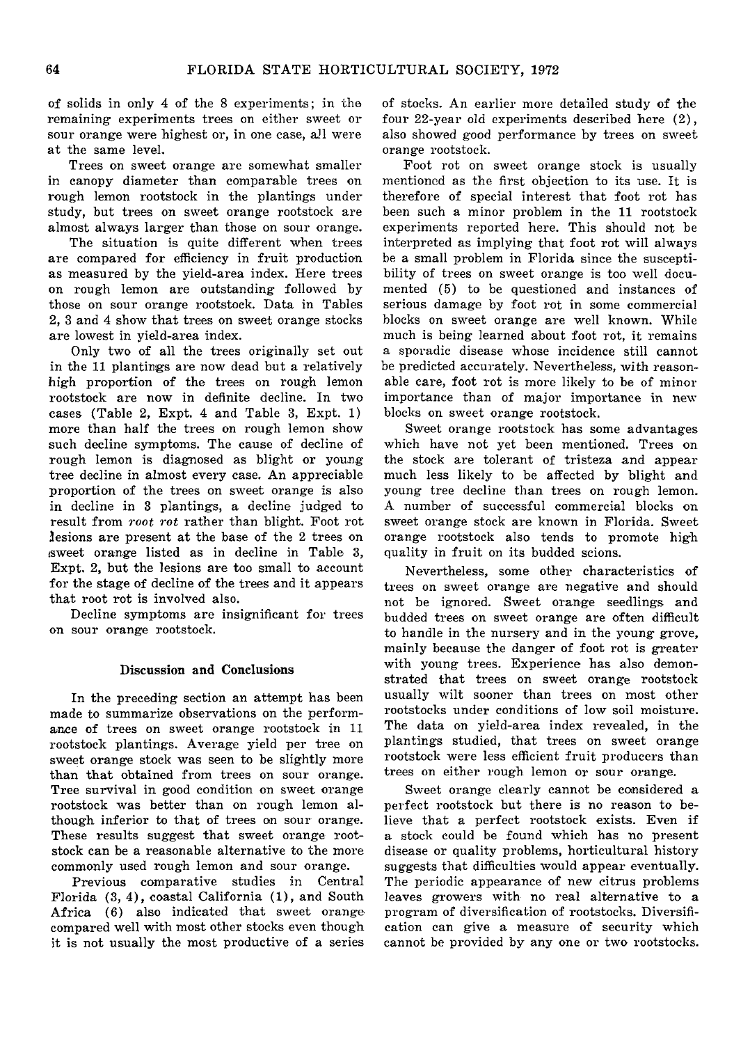of solids in only 4 of the 8 experiments; in the remaining experiments trees on either sweet or sour orange were highest or, in one case, all were at the same level.

Trees on sweet orange are somewhat smaller in canopy diameter than comparable trees on rough lemon rootstock in the plantings under study, but trees on sweet orange rootstock are almost always larger than those on sour orange.

The situation is quite different when trees are compared for efficiency in fruit production as measured by the yield-area index. Here trees on rough lemon are outstanding followed by those on sour orange rootstock. Data in Tables 2, 3 and 4 show that trees on sweet orange stocks are lowest in yield-area index.

Only two of all the trees originally set out in the 11 plantings are now dead but a relatively high proportion of the trees on rough lemon rootstock are now in definite decline. In two cases (Table 2, Expt. 4 and Table 3, Expt. 1) more than half the trees on rough lemon show such decline symptoms. The cause of decline of rough lemon is diagnosed as blight or young tree decline in almost every case. An appreciable proportion of the trees on sweet orange is also in decline in 3 plantings, a decline judged to result from *root rot* rather than blight. Foot rot lesions are present at the base of the 2 trees on sweet orange listed as in decline in Table 3, Expt. 2, but the lesions are too small to account for the stage of decline of the trees and it appears that root rot is involved also.

Decline symptoms are insignificant for trees on sour orange rootstock.

## Discussion and Conclusions

In the preceding section an attempt has been made to summarize observations on the performance of trees on sweet orange rootstock in 11 rootstock plantings. Average yield per tree on sweet orange stock was seen to be slightly more than that obtained from trees on sour orange. Tree survival in good condition on sweet orange rootstock was better than on rough lemon although inferior to that of trees on sour orange. These results suggest that sweet orange rootstock can be a reasonable alternative to the more commonly used rough lemon and sour orange.

Previous comparative studies in Central Florida (3, 4), coastal California (1), and South Africa (6) also indicated that sweet orange compared well with most other stocks even though it is not usually the most productive of a series of stocks. An earlier more detailed study of the four 22-year old experiments described here (2), also showed good performance by trees on sweet orange rootstock.

Foot rot on sweet orange stock is usually mentioned as the first objection to its use. It is therefore of special interest that foot rot has been such a minor problem in the 11 rootstock experiments reported here. This should not be interpreted as implying that foot rot will always be a small problem in Florida since the susceptibility of trees on sweet orange is too well documented (5) to be questioned and instances of serious damage by foot rot in some commercial blocks on sweet orange are well known. While much is being learned about foot rot, it remains a sporadic disease whose incidence still cannot be predicted accurately. Nevertheless, with reasonable care, foot rot is more likely to be of minor importance than of major importance in new blocks on sweet orange rootstock.

Sweet orange rootstock has some advantages which have not yet been mentioned. Trees on the stock are tolerant of tristeza and appear much less likely to be affected by blight and young tree decline than trees on rough lemon. A number of successful commercial blocks on sweet orange stock are known in Florida. Sweet orange rootstock also tends to promote high quality in fruit on its budded scions.

Nevertheless, some other characteristics of trees on sweet orange are negative and should not be ignored. Sweet orange seedlings and budded trees on sweet orange are often difficult to handle in the nursery and in the young grove, mainly because the danger of foot rot is greater with young trees. Experience has also demonstrated that trees on sweet orange rootstock usually wilt sooner than trees on most other rootstocks under conditions of low soil moisture. The data on yield-area index revealed, in the plantings studied, that trees on sweet orange rootstock were less efficient fruit producers than trees on either rough lemon or sour orange.

Sweet orange clearly cannot be considered a perfect rootstock but there is no reason to believe that a perfect rootstock exists. Even if a stock could be found which has no present disease or quality problems, horticultural history suggests that difficulties would appear eventually. The periodic appearance of new citrus problems leaves growers with no real alternative to a program of diversification of rootstocks. Diversification can give a measure of security which cannot be provided by any one or two rootstocks.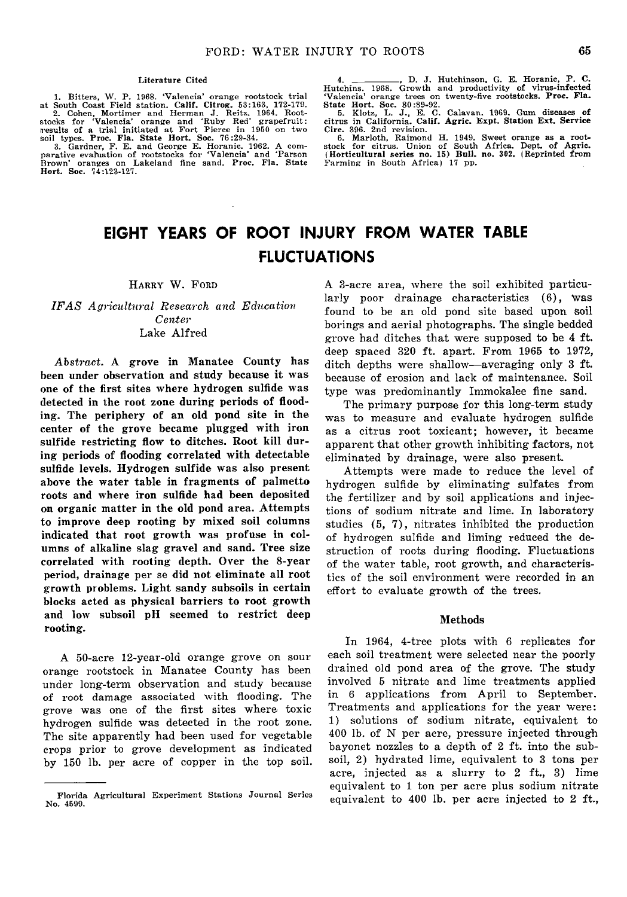### Literature Cited

1. Bitters, W. P. 1968. 'Valencia' orange rootstock trial at South Coast Field station. **Calif. Citrog.** 53:163, 172-179.
2. Cohen, Mortimer and Herman J. Reitz. 1964. Rootstocks for 'Valencia' orange and 'Ruby Red' grapefruit: results of a trial initiated at Fort Pierce in 1950 on two soil types. **Proc. Fla. State Hort. Soc.** 76:29-34.
3. Gardner, F. E. and George E. Horanic. 1962. A comparative evaluation of rootstocks for 'Valencia' and 'Parson Brown' oranges on Lakeland fine sand. **Proc. Fla. State Hort. Soc.** 74:123-127.
4. ———, D. J. Hutchinson, G. E. Horanic, P. C. Hutchins. 1968. Growth and productivity of virus-infected 'Valencia' orange trees on twenty-five rootstocks. **Proc. Fla. State Hort. Soc.** 80:89-92.
5. Klotz, L. J., E. C. Calavan. 1969. Gum diseases of citrus in California. **Calif. Agric. Expt. Station Ext. Service Circ.** 396. 2nd revision.
6. Marloth, Raimond H. 1949. Sweet orange as a rootstock for citrus. Union of South Africa. Dept. of Agric. (**Horticultural series no. 15) Bull. no. 302.** (Reprinted from Farming in South Africa) 17 pp.

# EIGHT YEARS OF ROOT INJURY FROM WATER TABLE FLUCTUATIONS

Harry W. Ford

*IFAS Agricultural Research and Education Center*
Lake Alfred

*Abstract.* **A grove in Manatee County has been under observation and study because it was one of the first sites where hydrogen sulfide was detected in the root zone during periods of flooding. The periphery of an old pond site in the center of the grove became plugged with iron sulfide restricting flow to ditches. Root kill during periods of flooding correlated with detectable sulfide levels. Hydrogen sulfide was also present above the water table in fragments of palmetto roots and where iron sulfide had been deposited on organic matter in the old pond area. Attempts to improve deep rooting by mixed soil columns indicated that root growth was profuse in columns of alkaline slag gravel and sand. Tree size correlated with rooting depth. Over the 8-year period, drainage per se did not eliminate all root growth problems. Light sandy subsoils in certain blocks acted as physical barriers to root growth and low subsoil pH seemed to restrict deep rooting.**

A 50-acre 12-year-old orange grove on sour orange rootstock in Manatee County has been under long-term observation and study because of root damage associated with flooding. The grove was one of the first sites where toxic hydrogen sulfide was detected in the root zone. The site apparently had been used for vegetable crops prior to grove development as indicated by 150 lb. per acre of copper in the top soil. A 3-acre area, where the soil exhibited particularly poor drainage characteristics (6), was found to be an old pond site based upon soil borings and aerial photographs. The single bedded grove had ditches that were supposed to be 4 ft. deep spaced 320 ft. apart. From 1965 to 1972, ditch depths were shallow—averaging only 3 ft. because of erosion and lack of maintenance. Soil type was predominantly Immokalee fine sand.

The primary purpose for this long-term study was to measure and evaluate hydrogen sulfide as a citrus root toxicant; however, it became apparent that other growth inhibiting factors, not eliminated by drainage, were also present.

Attempts were made to reduce the level of hydrogen sulfide by eliminating sulfates from the fertilizer and by soil applications and injections of sodium nitrate and lime. In laboratory studies (5, 7), nitrates inhibited the production of hydrogen sulfide and liming reduced the destruction of roots during flooding. Fluctuations of the water table, root growth, and characteristics of the soil environment were recorded in an effort to evaluate growth of the trees.

## Methods

In 1964, 4-tree plots with 6 replicates for each soil treatment were selected near the poorly drained old pond area of the grove. The study involved 5 nitrate and lime treatments applied in 6 applications from April to September. Treatments and applications for the year were: 1) solutions of sodium nitrate, equivalent to 400 lb. of N per acre, pressure injected through bayonet nozzles to a depth of 2 ft. into the subsoil, 2) hydrated lime, equivalent to 3 tons per acre, injected as a slurry to 2 ft., 3) lime equivalent to 1 ton per acre plus sodium nitrate equivalent to 400 lb. per acre injected to 2 ft.,

Florida Agricultural Experiment Stations Journal Series No. 4599.